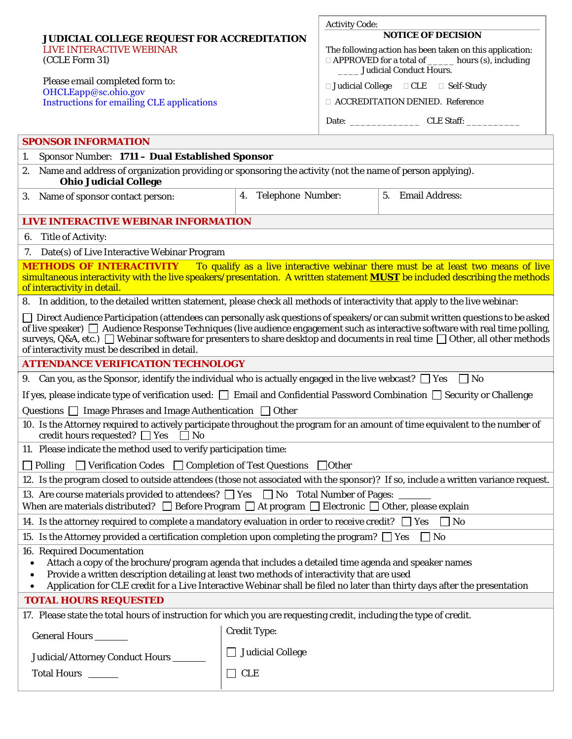# JUDICIAL COLLEGE REQUEST FOR ACCREDITATION

LIVE INTERACTIVE WEBINAR
(CCLE Form 31)

Please email completed form to:
OHCLEapp@sc.ohio.gov
Instructions for emailing CLE applications

Activity Code:

**NOTICE OF DECISION**

The following action has been taken on this application:

☐ APPROVED for a total of _____ hours (s), including ____ Judicial Conduct Hours.

☐ Judicial College ☐ CLE ☐ Self-Study

☐ ACCREDITATION DENIED. Reference

Date: _____________ CLE Staff: __________

## SPONSOR INFORMATION

1. Sponsor Number: **1711 – Dual Established Sponsor**
2. Name and address of organization providing or sponsoring the activity (not the name of person applying).
   **Ohio Judicial College**
3. Name of sponsor contact person:
4. Telephone Number:
5. Email Address:

## LIVE INTERACTIVE WEBINAR INFORMATION

6. Title of Activity:
7. Date(s) of Live Interactive Webinar Program

**METHODS OF INTERACTIVITY** To qualify as a live interactive webinar there must be at least two means of live simultaneous interactivity with the live speakers/presentation. A written statement **MUST** be included describing the methods of interactivity in detail.

8. In addition, to the detailed written statement, please check all methods of interactivity that apply to the live webinar:

☐ Direct Audience Participation (attendees can personally ask questions of speakers/or can submit written questions to be asked of live speaker) ☐ Audience Response Techniques (live audience engagement such as interactive software with real time polling, surveys, Q&A, etc.) ☐ Webinar software for presenters to share desktop and documents in real time ☐ Other, all other methods of interactivity must be described in detail.

## ATTENDANCE VERIFICATION TECHNOLOGY

9. Can you, as the Sponsor, identify the individual who is actually engaged in the live webcast? ☐ Yes ☐ No

If yes, please indicate type of verification used: ☐ Email and Confidential Password Combination ☐ Security or Challenge Questions ☐ Image Phrases and Image Authentication ☐ Other

10. Is the Attorney required to actively participate throughout the program for an amount of time equivalent to the number of credit hours requested? ☐ Yes ☐ No
11. Please indicate the method used to verify participation time:

☐ Polling ☐ Verification Codes ☐ Completion of Test Questions ☐ Other

12. Is the program closed to outside attendees (those not associated with the sponsor)? If so, include a written variance request.
13. Are course materials provided to attendees? ☐ Yes ☐ No Total Number of Pages: _______
    When are materials distributed? ☐ Before Program ☐ At program ☐ Electronic ☐ Other, please explain
14. Is the attorney required to complete a mandatory evaluation in order to receive credit? ☐ Yes ☐ No
15. Is the Attorney provided a certification completion upon completing the program? ☐ Yes ☐ No
16. Required Documentation
    - Attach a copy of the brochure/program agenda that includes a detailed time agenda and speaker names
    - Provide a written description detailing at least two methods of interactivity that are used
    - Application for CLE credit for a Live Interactive Webinar shall be filed no later than thirty days after the presentation

## TOTAL HOURS REQUESTED

17. Please state the total hours of instruction for which you are requesting credit, including the type of credit.

General Hours _______

Judicial/Attorney Conduct Hours _______

Total Hours _______

Credit Type:

☐ Judicial College

☐ CLE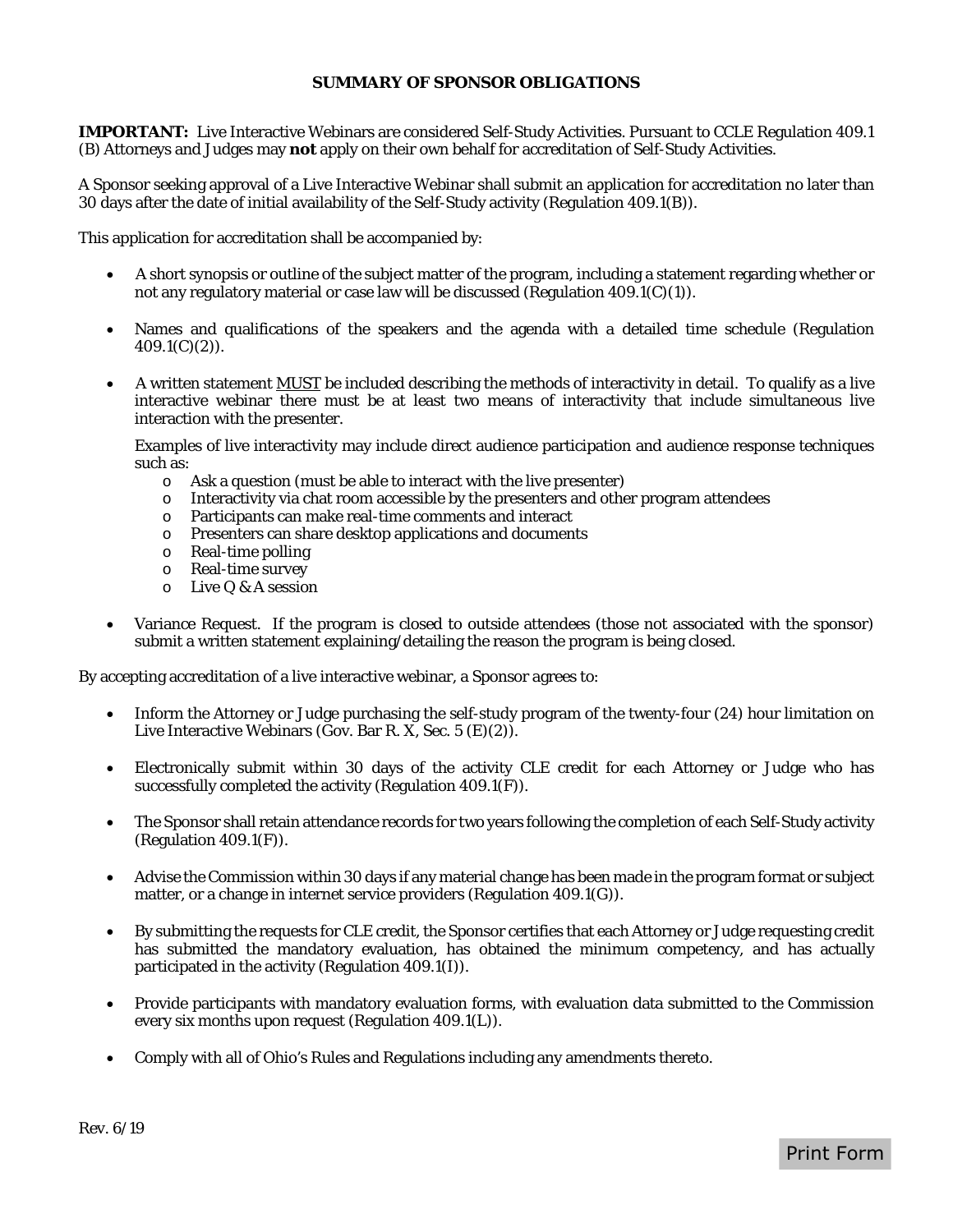## SUMMARY OF SPONSOR OBLIGATIONS

**IMPORTANT:** Live Interactive Webinars are considered Self-Study Activities. Pursuant to CCLE Regulation 409.1 (B) Attorneys and Judges may **not** apply on their own behalf for accreditation of Self-Study Activities.

A Sponsor seeking approval of a Live Interactive Webinar shall submit an application for accreditation no later than 30 days after the date of initial availability of the Self-Study activity (Regulation 409.1(B)).

This application for accreditation shall be accompanied by:

- A short synopsis or outline of the subject matter of the program, including a statement regarding whether or not any regulatory material or case law will be discussed (Regulation 409.1(C)(1)).
- Names and qualifications of the speakers and the agenda with a detailed time schedule (Regulation 409.1(C)(2)).
- A written statement MUST be included describing the methods of interactivity in detail. To qualify as a live interactive webinar there must be at least two means of interactivity that include simultaneous live interaction with the presenter.

  Examples of live interactivity may include direct audience participation and audience response techniques such as:
  - Ask a question (must be able to interact with the live presenter)
  - Interactivity via chat room accessible by the presenters and other program attendees
  - Participants can make real-time comments and interact
  - Presenters can share desktop applications and documents
  - Real-time polling
  - Real-time survey
  - Live Q & A session
- Variance Request. If the program is closed to outside attendees (those not associated with the sponsor) submit a written statement explaining/detailing the reason the program is being closed.

By accepting accreditation of a live interactive webinar, a Sponsor agrees to:

- Inform the Attorney or Judge purchasing the self-study program of the twenty-four (24) hour limitation on Live Interactive Webinars (Gov. Bar R. X, Sec. 5 (E)(2)).
- Electronically submit within 30 days of the activity CLE credit for each Attorney or Judge who has successfully completed the activity (Regulation 409.1(F)).
- The Sponsor shall retain attendance records for two years following the completion of each Self-Study activity (Regulation 409.1(F)).
- Advise the Commission within 30 days if any material change has been made in the program format or subject matter, or a change in internet service providers (Regulation 409.1(G)).
- By submitting the requests for CLE credit, the Sponsor certifies that each Attorney or Judge requesting credit has submitted the mandatory evaluation, has obtained the minimum competency, and has actually participated in the activity (Regulation 409.1(I)).
- Provide participants with mandatory evaluation forms, with evaluation data submitted to the Commission every six months upon request (Regulation 409.1(L)).
- Comply with all of Ohio's Rules and Regulations including any amendments thereto.

Rev. 6/19

Print Form